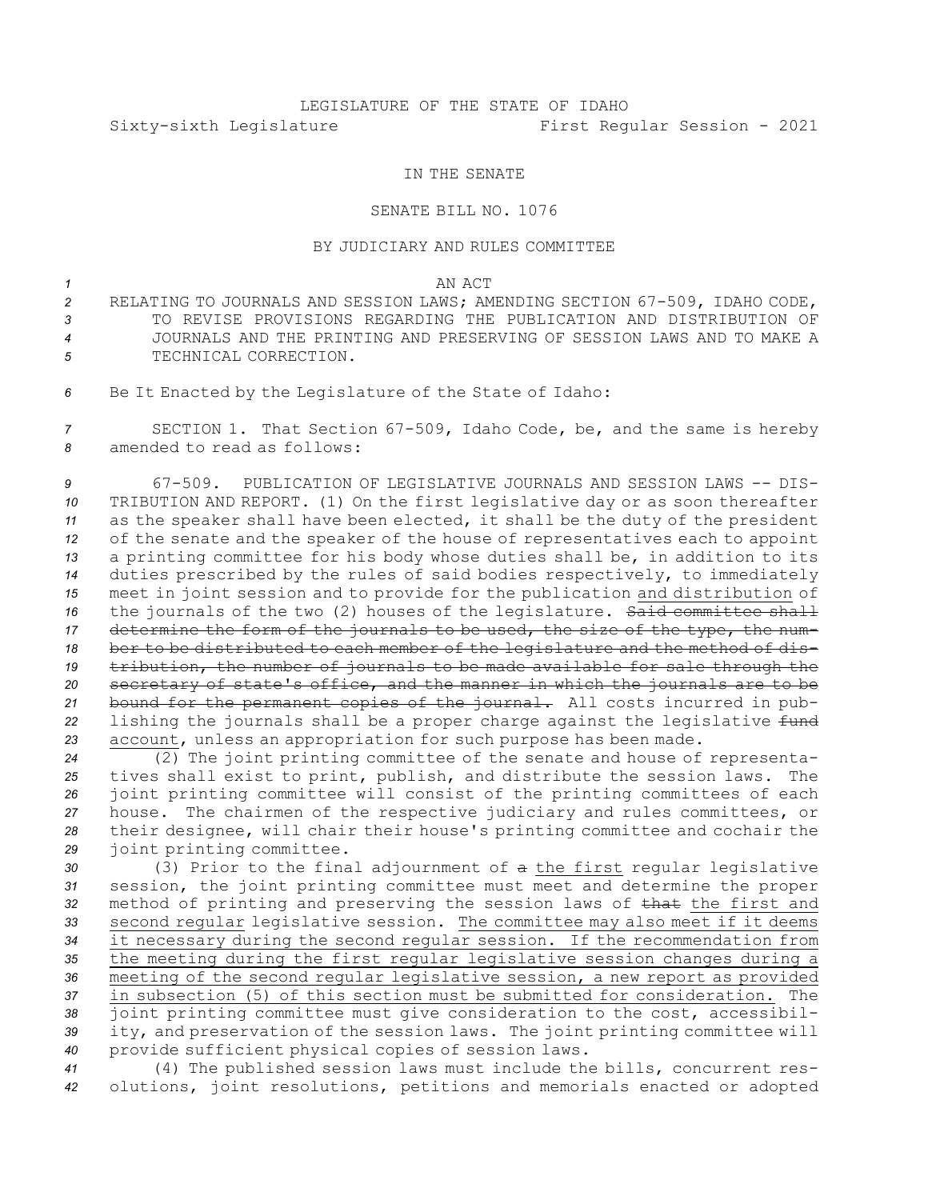LEGISLATURE OF THE STATE OF IDAHO
Sixty-sixth Legislature First Regular Session - 2021

IN THE SENATE

SENATE BILL NO. 1076

BY JUDICIARY AND RULES COMMITTEE

AN ACT

RELATING TO JOURNALS AND SESSION LAWS; AMENDING SECTION 67-509, IDAHO CODE, TO REVISE PROVISIONS REGARDING THE PUBLICATION AND DISTRIBUTION OF JOURNALS AND THE PRINTING AND PRESERVING OF SESSION LAWS AND TO MAKE A TECHNICAL CORRECTION.

Be It Enacted by the Legislature of the State of Idaho:

SECTION 1. That Section 67-509, Idaho Code, be, and the same is hereby amended to read as follows:

67-509. PUBLICATION OF LEGISLATIVE JOURNALS AND SESSION LAWS -- DISTRIBUTION AND REPORT. (1) On the first legislative day or as soon thereafter as the speaker shall have been elected, it shall be the duty of the president of the senate and the speaker of the house of representatives each to appoint a printing committee for his body whose duties shall be, in addition to its duties prescribed by the rules of said bodies respectively, to immediately meet in joint session and to provide for the publication and distribution of the journals of the two (2) houses of the legislature. ~~Said committee shall determine the form of the journals to be used, the size of the type, the number to be distributed to each member of the legislature and the method of distribution, the number of journals to be made available for sale through the secretary of state's office, and the manner in which the journals are to be bound for the permanent copies of the journal.~~ All costs incurred in publishing the journals shall be a proper charge against the legislative ~~fund~~ account, unless an appropriation for such purpose has been made.

(2) The joint printing committee of the senate and house of representatives shall exist to print, publish, and distribute the session laws. The joint printing committee will consist of the printing committees of each house. The chairmen of the respective judiciary and rules committees, or their designee, will chair their house's printing committee and cochair the joint printing committee.

(3) Prior to the final adjournment of ~~a~~ the first regular legislative session, the joint printing committee must meet and determine the proper method of printing and preserving the session laws of ~~that~~ the first and second regular legislative session. The committee may also meet if it deems it necessary during the second regular session. If the recommendation from the meeting during the first regular legislative session changes during a meeting of the second regular legislative session, a new report as provided in subsection (5) of this section must be submitted for consideration. The joint printing committee must give consideration to the cost, accessibility, and preservation of the session laws. The joint printing committee will provide sufficient physical copies of session laws.

(4) The published session laws must include the bills, concurrent resolutions, joint resolutions, petitions and memorials enacted or adopted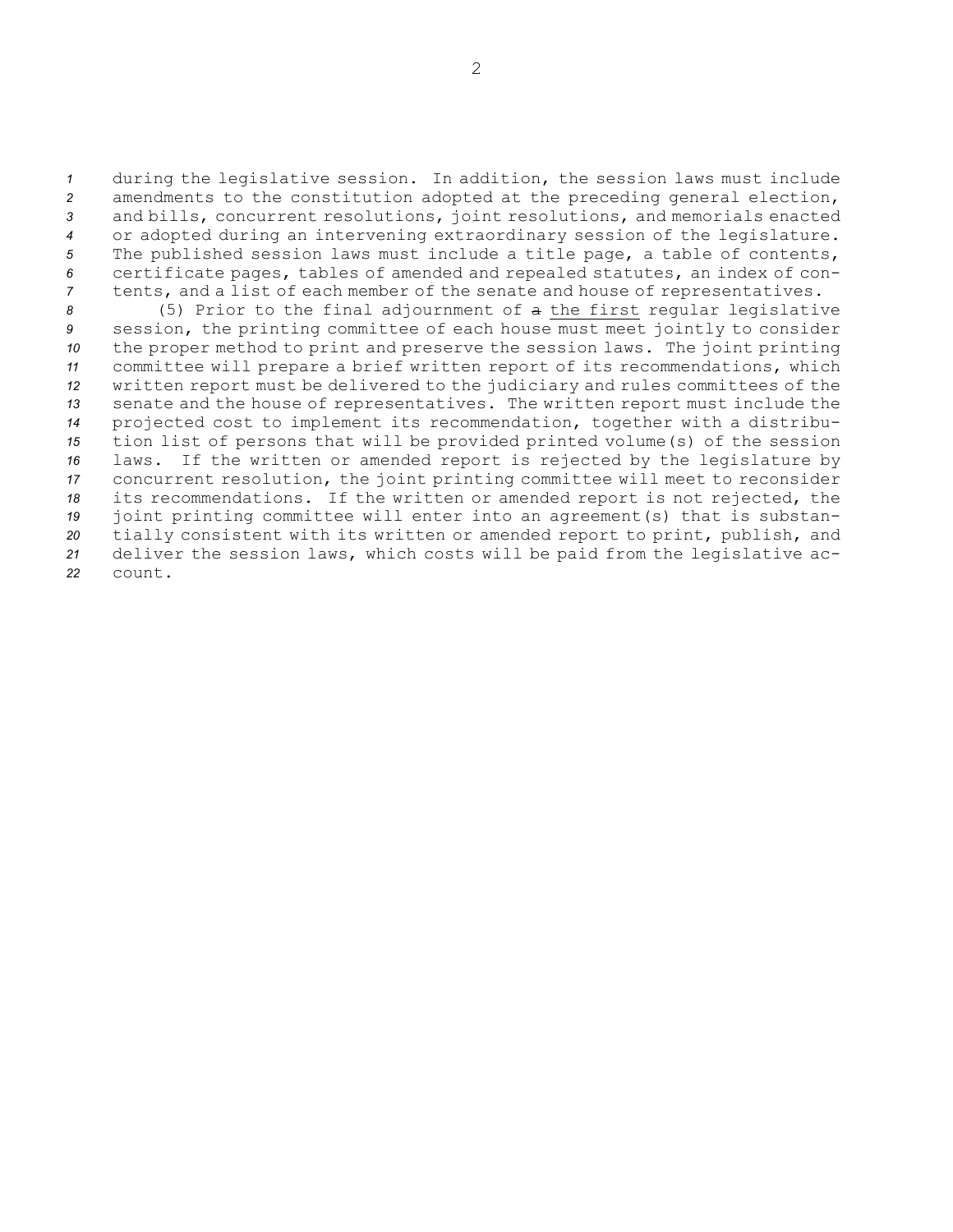during the legislative session. In addition, the session laws must include amendments to the constitution adopted at the preceding general election, and bills, concurrent resolutions, joint resolutions, and memorials enacted or adopted during an intervening extraordinary session of the legislature. The published session laws must include a title page, a table of contents, certificate pages, tables of amended and repealed statutes, an index of contents, and a list of each member of the senate and house of representatives.

(5) Prior to the final adjournment of ~~a~~ the first regular legislative session, the printing committee of each house must meet jointly to consider the proper method to print and preserve the session laws. The joint printing committee will prepare a brief written report of its recommendations, which written report must be delivered to the judiciary and rules committees of the senate and the house of representatives. The written report must include the projected cost to implement its recommendation, together with a distribution list of persons that will be provided printed volume(s) of the session laws. If the written or amended report is rejected by the legislature by concurrent resolution, the joint printing committee will meet to reconsider its recommendations. If the written or amended report is not rejected, the joint printing committee will enter into an agreement(s) that is substantially consistent with its written or amended report to print, publish, and deliver the session laws, which costs will be paid from the legislative account.